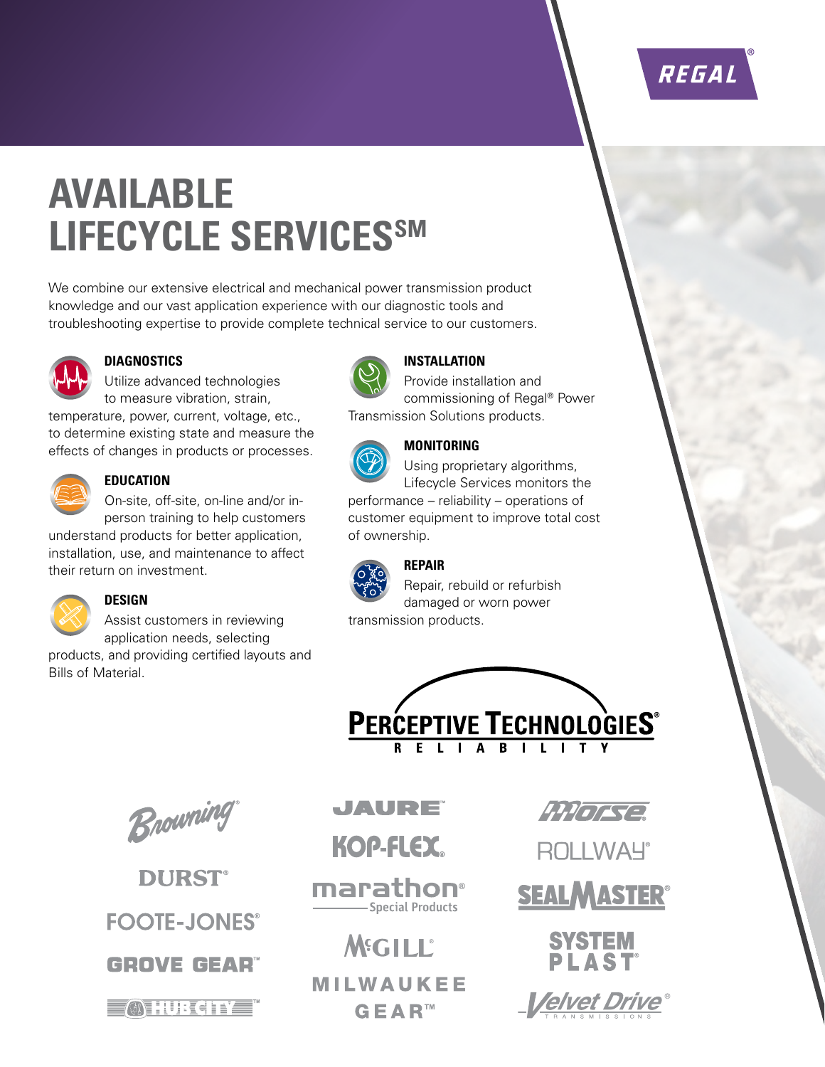REGAL®

# AVAILABLE LIFECYCLE SERVICES℠

We combine our extensive electrical and mechanical power transmission product knowledge and our vast application experience with our diagnostic tools and troubleshooting expertise to provide complete technical service to our customers.

### DIAGNOSTICS

Utilize advanced technologies to measure vibration, strain, temperature, power, current, voltage, etc., to determine existing state and measure the effects of changes in products or processes.

### EDUCATION

On-site, off-site, on-line and/or in-person training to help customers understand products for better application, installation, use, and maintenance to affect their return on investment.

### DESIGN

Assist customers in reviewing application needs, selecting products, and providing certified layouts and Bills of Material.

### INSTALLATION

Provide installation and commissioning of Regal® Power Transmission Solutions products.

### MONITORING

Using proprietary algorithms, Lifecycle Services monitors the performance – reliability – operations of customer equipment to improve total cost of ownership.

### REPAIR

Repair, rebuild or refurbish damaged or worn power transmission products.

PERCEPTIVE TECHNOLOGIES® RELIABILITY

Browning® | JAURE™ | Morse®
DURST® | KOP-FLEX® | ROLLWAY®
FOOTE-JONES® | marathon® Special Products | SEALMASTER®
GROVE GEAR™ | McGILL® | SYSTEM PLAST®
HUB CITY™ | MILWAUKEE GEAR™ | Velvet Drive® TRANSMISSIONS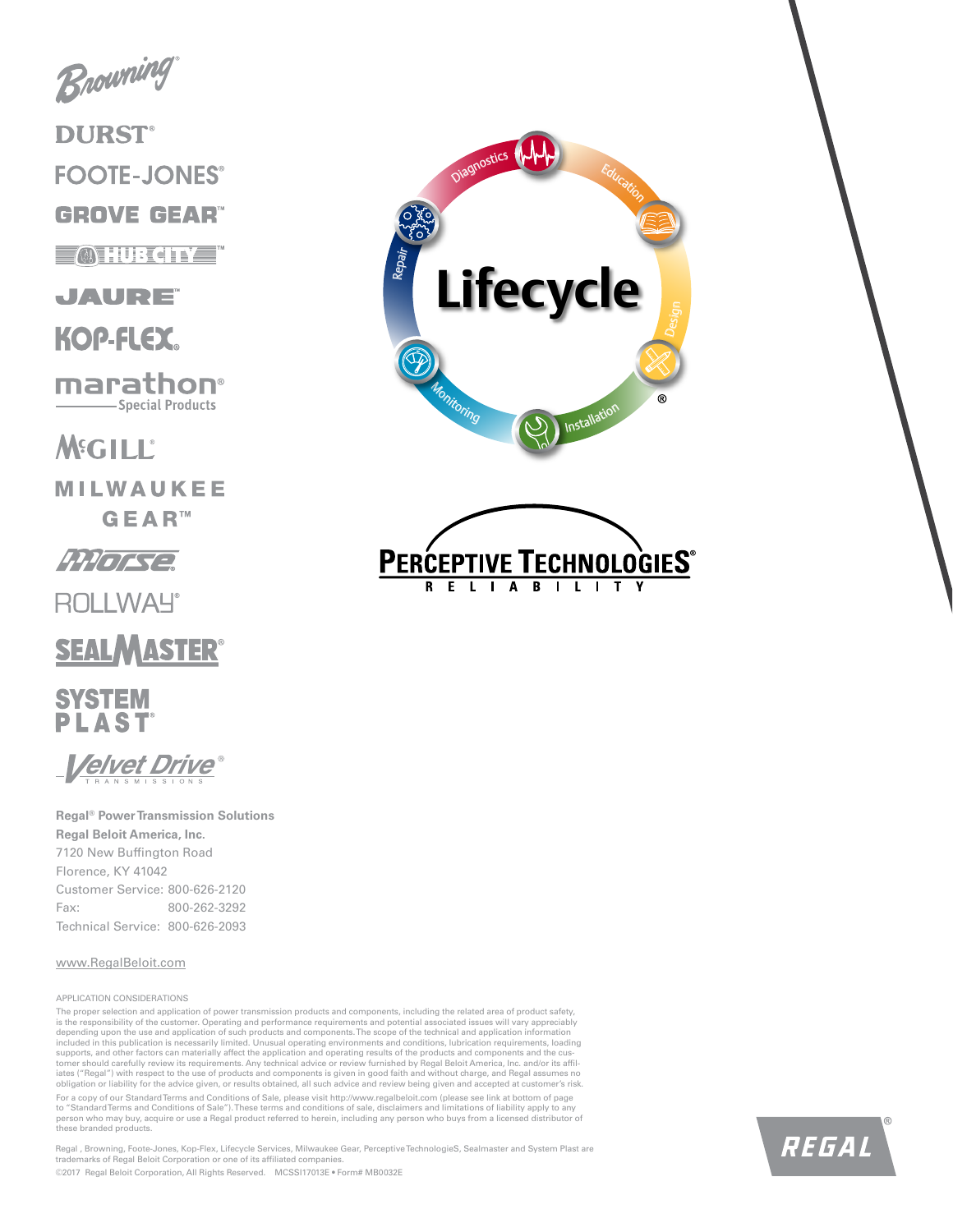Browning®

DURST®

FOOTE-JONES®

GROVE GEAR™

HUB CITY™

JAURE™

KOP-FLEX®

marathon® Special Products

McGILL®

MILWAUKEE GEAR™

Morse®

ROLLWAY®

SEALMASTER®

SYSTEM PLAST®

Velvet Drive® TRANSMISSIONS

Lifecycle

Diagnostics

Education

Design

Installation

Monitoring

Repair

PERCEPTIVE TECHNOLOGIES® RELIABILITY

**Regal® Power Transmission Solutions**
**Regal Beloit America, Inc.**
7120 New Buffington Road
Florence, KY 41042
Customer Service: 800-626-2120
Fax: 800-262-3292
Technical Service: 800-626-2093

www.RegalBeloit.com

APPLICATION CONSIDERATIONS

The proper selection and application of power transmission products and components, including the related area of product safety, is the responsibility of the customer. Operating and performance requirements and potential associated issues will vary appreciably depending upon the use and application of such products and components. The scope of the technical and application information included in this publication is necessarily limited. Unusual operating environments and conditions, lubrication requirements, loading supports, and other factors can materially affect the application and operating results of the products and components and the customer should carefully review its requirements. Any technical advice or review furnished by Regal Beloit America, Inc. and/or its affiliates ("Regal") with respect to the use of products and components is given in good faith and without charge, and Regal assumes no obligation or liability for the advice given, or results obtained, all such advice and review being given and accepted at customer's risk.

For a copy of our Standard Terms and Conditions of Sale, please visit http://www.regalbeloit.com (please see link at bottom of page to "Standard Terms and Conditions of Sale"). These terms and conditions of sale, disclaimers and limitations of liability apply to any person who may buy, acquire or use a Regal product referred to herein, including any person who buys from a licensed distributor of these branded products.

Regal , Browning, Foote-Jones, Kop-Flex, Lifecycle Services, Milwaukee Gear, Perceptive TechnologieS, Sealmaster and System Plast are trademarks of Regal Beloit Corporation or one of its affiliated companies.

©2017 Regal Beloit Corporation, All Rights Reserved. MCSSI17013E • Form# MB0032E

REGAL®